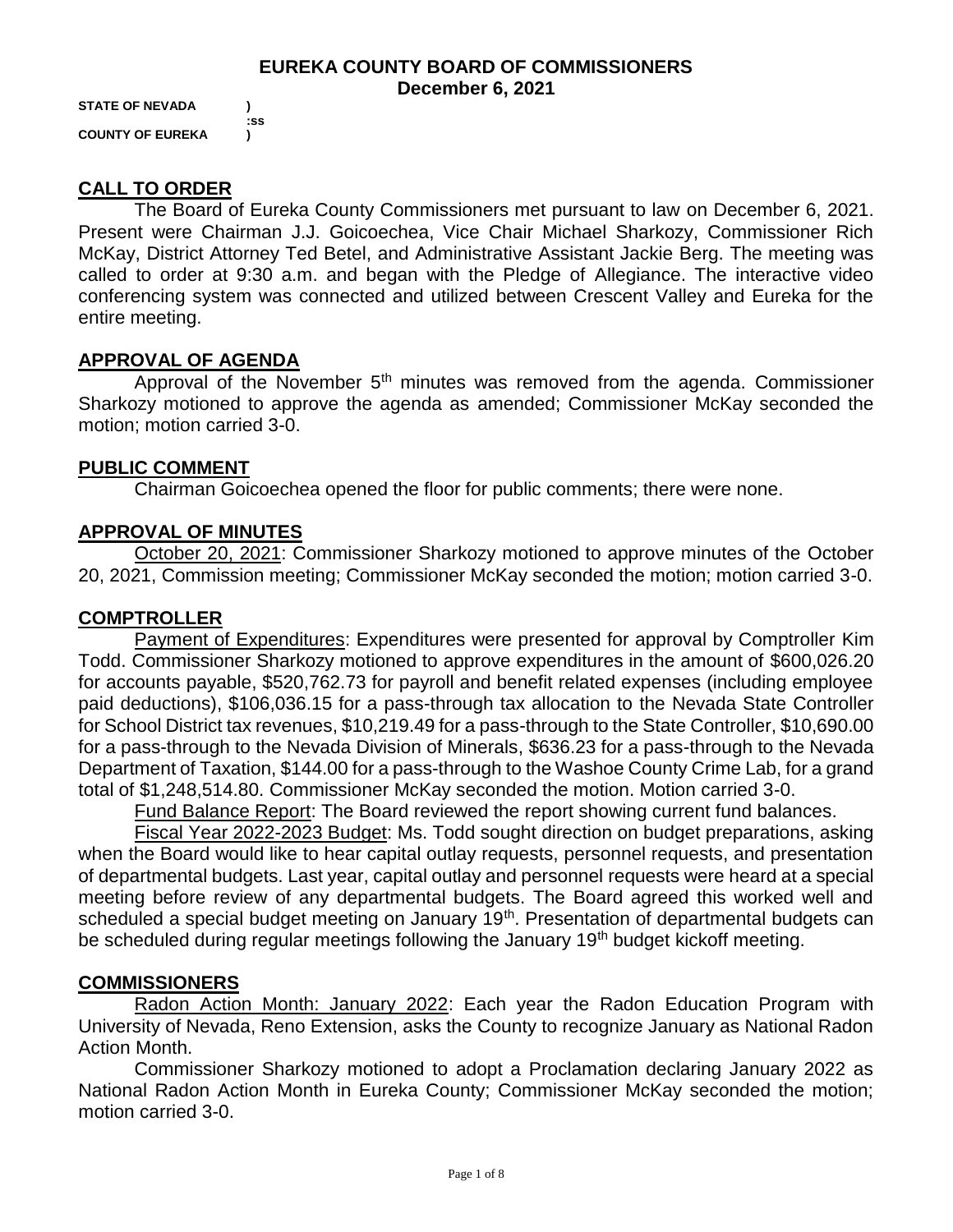# EUREKA COUNTY BOARD OF COMMISSIONERS
## December 6, 2021

**STATE OF NEVADA )**
**:ss**
**COUNTY OF EUREKA )**

## CALL TO ORDER

The Board of Eureka County Commissioners met pursuant to law on December 6, 2021. Present were Chairman J.J. Goicoechea, Vice Chair Michael Sharkozy, Commissioner Rich McKay, District Attorney Ted Betel, and Administrative Assistant Jackie Berg. The meeting was called to order at 9:30 a.m. and began with the Pledge of Allegiance. The interactive video conferencing system was connected and utilized between Crescent Valley and Eureka for the entire meeting.

## APPROVAL OF AGENDA

Approval of the November 5th minutes was removed from the agenda. Commissioner Sharkozy motioned to approve the agenda as amended; Commissioner McKay seconded the motion; motion carried 3-0.

## PUBLIC COMMENT

Chairman Goicoechea opened the floor for public comments; there were none.

## APPROVAL OF MINUTES

October 20, 2021: Commissioner Sharkozy motioned to approve minutes of the October 20, 2021, Commission meeting; Commissioner McKay seconded the motion; motion carried 3-0.

## COMPTROLLER

Payment of Expenditures: Expenditures were presented for approval by Comptroller Kim Todd. Commissioner Sharkozy motioned to approve expenditures in the amount of $600,026.20 for accounts payable, $520,762.73 for payroll and benefit related expenses (including employee paid deductions), $106,036.15 for a pass-through tax allocation to the Nevada State Controller for School District tax revenues, $10,219.49 for a pass-through to the State Controller, $10,690.00 for a pass-through to the Nevada Division of Minerals, $636.23 for a pass-through to the Nevada Department of Taxation, $144.00 for a pass-through to the Washoe County Crime Lab, for a grand total of $1,248,514.80. Commissioner McKay seconded the motion. Motion carried 3-0.

Fund Balance Report: The Board reviewed the report showing current fund balances.

Fiscal Year 2022-2023 Budget: Ms. Todd sought direction on budget preparations, asking when the Board would like to hear capital outlay requests, personnel requests, and presentation of departmental budgets. Last year, capital outlay and personnel requests were heard at a special meeting before review of any departmental budgets. The Board agreed this worked well and scheduled a special budget meeting on January 19th. Presentation of departmental budgets can be scheduled during regular meetings following the January 19th budget kickoff meeting.

## COMMISSIONERS

Radon Action Month: January 2022: Each year the Radon Education Program with University of Nevada, Reno Extension, asks the County to recognize January as National Radon Action Month.

Commissioner Sharkozy motioned to adopt a Proclamation declaring January 2022 as National Radon Action Month in Eureka County; Commissioner McKay seconded the motion; motion carried 3-0.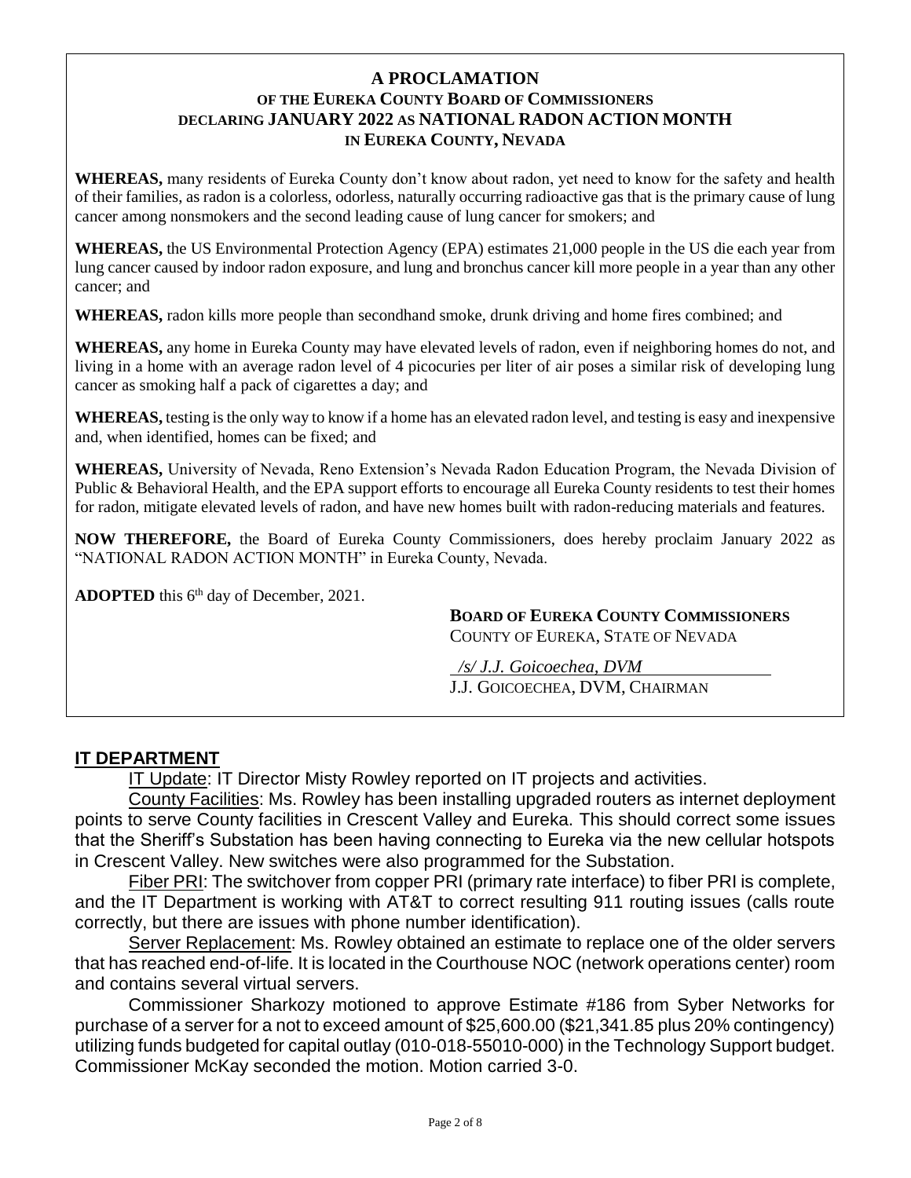## A PROCLAMATION
### OF THE EUREKA COUNTY BOARD OF COMMISSIONERS DECLARING JANUARY 2022 AS NATIONAL RADON ACTION MONTH IN EUREKA COUNTY, NEVADA

**WHEREAS,** many residents of Eureka County don't know about radon, yet need to know for the safety and health of their families, as radon is a colorless, odorless, naturally occurring radioactive gas that is the primary cause of lung cancer among nonsmokers and the second leading cause of lung cancer for smokers; and

**WHEREAS,** the US Environmental Protection Agency (EPA) estimates 21,000 people in the US die each year from lung cancer caused by indoor radon exposure, and lung and bronchus cancer kill more people in a year than any other cancer; and

**WHEREAS,** radon kills more people than secondhand smoke, drunk driving and home fires combined; and

**WHEREAS,** any home in Eureka County may have elevated levels of radon, even if neighboring homes do not, and living in a home with an average radon level of 4 picocuries per liter of air poses a similar risk of developing lung cancer as smoking half a pack of cigarettes a day; and

**WHEREAS,** testing is the only way to know if a home has an elevated radon level, and testing is easy and inexpensive and, when identified, homes can be fixed; and

**WHEREAS,** University of Nevada, Reno Extension's Nevada Radon Education Program, the Nevada Division of Public & Behavioral Health, and the EPA support efforts to encourage all Eureka County residents to test their homes for radon, mitigate elevated levels of radon, and have new homes built with radon-reducing materials and features.

**NOW THEREFORE,** the Board of Eureka County Commissioners, does hereby proclaim January 2022 as "NATIONAL RADON ACTION MONTH" in Eureka County, Nevada.

**ADOPTED** this 6th day of December, 2021.

**BOARD OF EUREKA COUNTY COMMISSIONERS**
COUNTY OF EUREKA, STATE OF NEVADA

*/s/ J.J. Goicoechea, DVM*
J.J. GOICOECHEA, DVM, CHAIRMAN

## IT DEPARTMENT

IT Update: IT Director Misty Rowley reported on IT projects and activities.

County Facilities: Ms. Rowley has been installing upgraded routers as internet deployment points to serve County facilities in Crescent Valley and Eureka. This should correct some issues that the Sheriff's Substation has been having connecting to Eureka via the new cellular hotspots in Crescent Valley. New switches were also programmed for the Substation.

Fiber PRI: The switchover from copper PRI (primary rate interface) to fiber PRI is complete, and the IT Department is working with AT&T to correct resulting 911 routing issues (calls route correctly, but there are issues with phone number identification).

Server Replacement: Ms. Rowley obtained an estimate to replace one of the older servers that has reached end-of-life. It is located in the Courthouse NOC (network operations center) room and contains several virtual servers.

Commissioner Sharkozy motioned to approve Estimate #186 from Syber Networks for purchase of a server for a not to exceed amount of $25,600.00 ($21,341.85 plus 20% contingency) utilizing funds budgeted for capital outlay (010-018-55010-000) in the Technology Support budget. Commissioner McKay seconded the motion. Motion carried 3-0.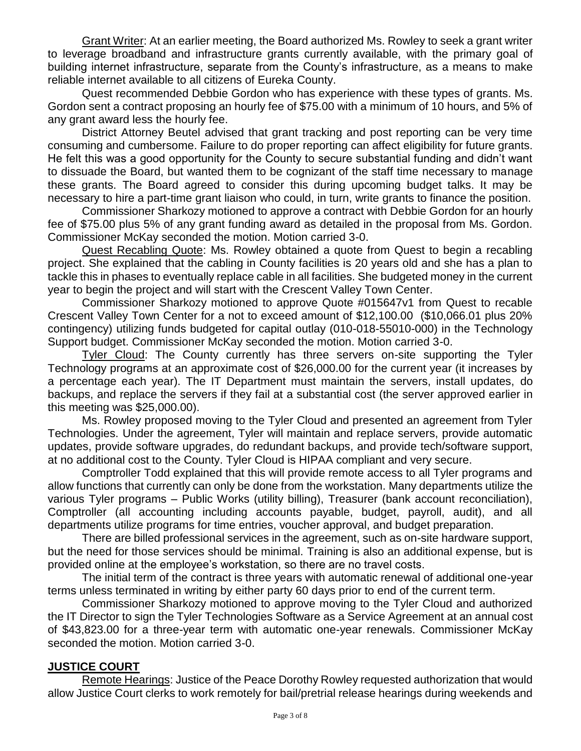Underlined subheadings rendered as bold.

**Grant Writer**: At an earlier meeting, the Board authorized Ms. Rowley to seek a grant writer to leverage broadband and infrastructure grants currently available, with the primary goal of building internet infrastructure, separate from the County's infrastructure, as a means to make reliable internet available to all citizens of Eureka County.

Quest recommended Debbie Gordon who has experience with these types of grants. Ms. Gordon sent a contract proposing an hourly fee of $75.00 with a minimum of 10 hours, and 5% of any grant award less the hourly fee.

District Attorney Beutel advised that grant tracking and post reporting can be very time consuming and cumbersome. Failure to do proper reporting can affect eligibility for future grants. He felt this was a good opportunity for the County to secure substantial funding and didn't want to dissuade the Board, but wanted them to be cognizant of the staff time necessary to manage these grants. The Board agreed to consider this during upcoming budget talks. It may be necessary to hire a part-time grant liaison who could, in turn, write grants to finance the position.

Commissioner Sharkozy motioned to approve a contract with Debbie Gordon for an hourly fee of $75.00 plus 5% of any grant funding award as detailed in the proposal from Ms. Gordon. Commissioner McKay seconded the motion. Motion carried 3-0.

**Quest Recabling Quote**: Ms. Rowley obtained a quote from Quest to begin a recabling project. She explained that the cabling in County facilities is 20 years old and she has a plan to tackle this in phases to eventually replace cable in all facilities. She budgeted money in the current year to begin the project and will start with the Crescent Valley Town Center.

Commissioner Sharkozy motioned to approve Quote #015647v1 from Quest to recable Crescent Valley Town Center for a not to exceed amount of $12,100.00 ($10,066.01 plus 20% contingency) utilizing funds budgeted for capital outlay (010-018-55010-000) in the Technology Support budget. Commissioner McKay seconded the motion. Motion carried 3-0.

**Tyler Cloud**: The County currently has three servers on-site supporting the Tyler Technology programs at an approximate cost of $26,000.00 for the current year (it increases by a percentage each year). The IT Department must maintain the servers, install updates, do backups, and replace the servers if they fail at a substantial cost (the server approved earlier in this meeting was $25,000.00).

Ms. Rowley proposed moving to the Tyler Cloud and presented an agreement from Tyler Technologies. Under the agreement, Tyler will maintain and replace servers, provide automatic updates, provide software upgrades, do redundant backups, and provide tech/software support, at no additional cost to the County. Tyler Cloud is HIPAA compliant and very secure.

Comptroller Todd explained that this will provide remote access to all Tyler programs and allow functions that currently can only be done from the workstation. Many departments utilize the various Tyler programs – Public Works (utility billing), Treasurer (bank account reconciliation), Comptroller (all accounting including accounts payable, budget, payroll, audit), and all departments utilize programs for time entries, voucher approval, and budget preparation.

There are billed professional services in the agreement, such as on-site hardware support, but the need for those services should be minimal. Training is also an additional expense, but is provided online at the employee's workstation, so there are no travel costs.

The initial term of the contract is three years with automatic renewal of additional one-year terms unless terminated in writing by either party 60 days prior to end of the current term.

Commissioner Sharkozy motioned to approve moving to the Tyler Cloud and authorized the IT Director to sign the Tyler Technologies Software as a Service Agreement at an annual cost of $43,823.00 for a three-year term with automatic one-year renewals. Commissioner McKay seconded the motion. Motion carried 3-0.

## JUSTICE COURT

**Remote Hearings**: Justice of the Peace Dorothy Rowley requested authorization that would allow Justice Court clerks to work remotely for bail/pretrial release hearings during weekends and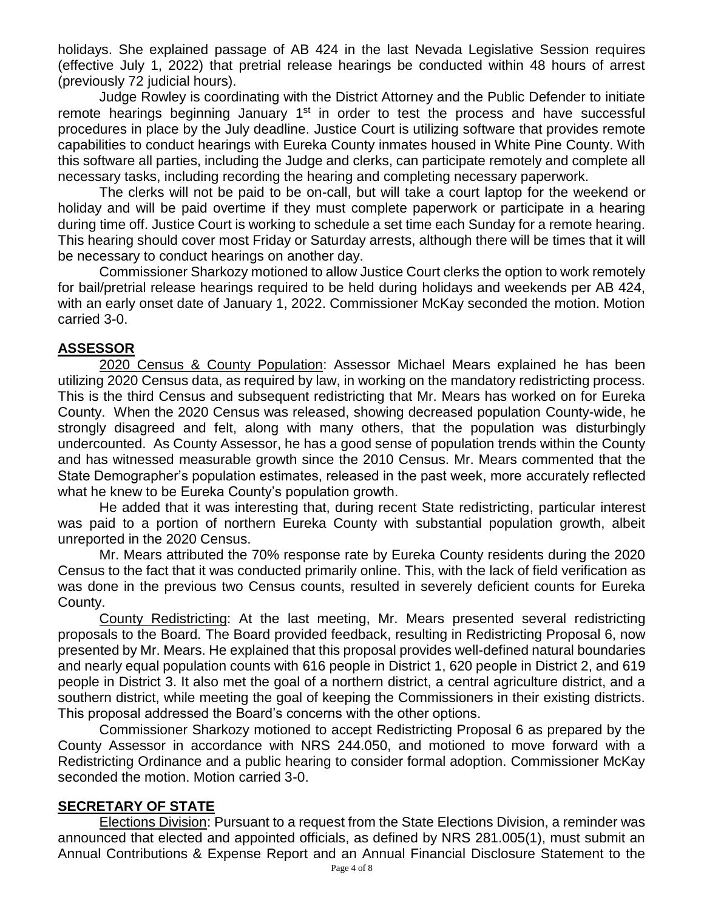holidays. She explained passage of AB 424 in the last Nevada Legislative Session requires (effective July 1, 2022) that pretrial release hearings be conducted within 48 hours of arrest (previously 72 judicial hours).

Judge Rowley is coordinating with the District Attorney and the Public Defender to initiate remote hearings beginning January 1st in order to test the process and have successful procedures in place by the July deadline. Justice Court is utilizing software that provides remote capabilities to conduct hearings with Eureka County inmates housed in White Pine County. With this software all parties, including the Judge and clerks, can participate remotely and complete all necessary tasks, including recording the hearing and completing necessary paperwork.

The clerks will not be paid to be on-call, but will take a court laptop for the weekend or holiday and will be paid overtime if they must complete paperwork or participate in a hearing during time off. Justice Court is working to schedule a set time each Sunday for a remote hearing. This hearing should cover most Friday or Saturday arrests, although there will be times that it will be necessary to conduct hearings on another day.

Commissioner Sharkozy motioned to allow Justice Court clerks the option to work remotely for bail/pretrial release hearings required to be held during holidays and weekends per AB 424, with an early onset date of January 1, 2022. Commissioner McKay seconded the motion. Motion carried 3-0.

## ASSESSOR

2020 Census & County Population: Assessor Michael Mears explained he has been utilizing 2020 Census data, as required by law, in working on the mandatory redistricting process. This is the third Census and subsequent redistricting that Mr. Mears has worked on for Eureka County. When the 2020 Census was released, showing decreased population County-wide, he strongly disagreed and felt, along with many others, that the population was disturbingly undercounted. As County Assessor, he has a good sense of population trends within the County and has witnessed measurable growth since the 2010 Census. Mr. Mears commented that the State Demographer's population estimates, released in the past week, more accurately reflected what he knew to be Eureka County's population growth.

He added that it was interesting that, during recent State redistricting, particular interest was paid to a portion of northern Eureka County with substantial population growth, albeit unreported in the 2020 Census.

Mr. Mears attributed the 70% response rate by Eureka County residents during the 2020 Census to the fact that it was conducted primarily online. This, with the lack of field verification as was done in the previous two Census counts, resulted in severely deficient counts for Eureka County.

County Redistricting: At the last meeting, Mr. Mears presented several redistricting proposals to the Board. The Board provided feedback, resulting in Redistricting Proposal 6, now presented by Mr. Mears. He explained that this proposal provides well-defined natural boundaries and nearly equal population counts with 616 people in District 1, 620 people in District 2, and 619 people in District 3. It also met the goal of a northern district, a central agriculture district, and a southern district, while meeting the goal of keeping the Commissioners in their existing districts. This proposal addressed the Board's concerns with the other options.

Commissioner Sharkozy motioned to accept Redistricting Proposal 6 as prepared by the County Assessor in accordance with NRS 244.050, and motioned to move forward with a Redistricting Ordinance and a public hearing to consider formal adoption. Commissioner McKay seconded the motion. Motion carried 3-0.

## SECRETARY OF STATE

Elections Division: Pursuant to a request from the State Elections Division, a reminder was announced that elected and appointed officials, as defined by NRS 281.005(1), must submit an Annual Contributions & Expense Report and an Annual Financial Disclosure Statement to the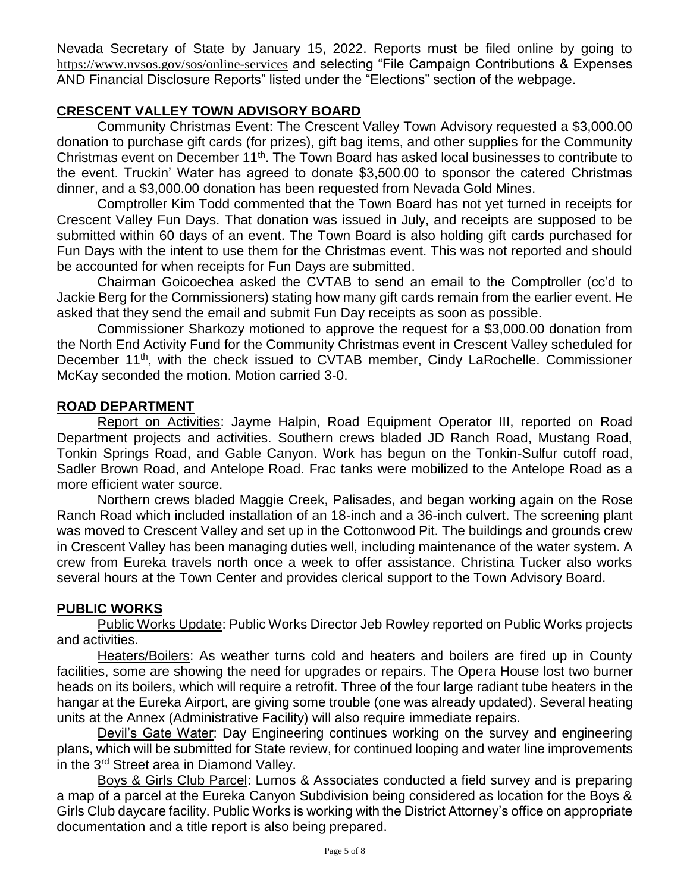Nevada Secretary of State by January 15, 2022. Reports must be filed online by going to https://www.nvsos.gov/sos/online-services and selecting "File Campaign Contributions & Expenses AND Financial Disclosure Reports" listed under the "Elections" section of the webpage.

## CRESCENT VALLEY TOWN ADVISORY BOARD

Community Christmas Event: The Crescent Valley Town Advisory requested a \$3,000.00 donation to purchase gift cards (for prizes), gift bag items, and other supplies for the Community Christmas event on December 11th. The Town Board has asked local businesses to contribute to the event. Truckin' Water has agreed to donate \$3,500.00 to sponsor the catered Christmas dinner, and a \$3,000.00 donation has been requested from Nevada Gold Mines.

Comptroller Kim Todd commented that the Town Board has not yet turned in receipts for Crescent Valley Fun Days. That donation was issued in July, and receipts are supposed to be submitted within 60 days of an event. The Town Board is also holding gift cards purchased for Fun Days with the intent to use them for the Christmas event. This was not reported and should be accounted for when receipts for Fun Days are submitted.

Chairman Goicoechea asked the CVTAB to send an email to the Comptroller (cc'd to Jackie Berg for the Commissioners) stating how many gift cards remain from the earlier event. He asked that they send the email and submit Fun Day receipts as soon as possible.

Commissioner Sharkozy motioned to approve the request for a \$3,000.00 donation from the North End Activity Fund for the Community Christmas event in Crescent Valley scheduled for December 11th, with the check issued to CVTAB member, Cindy LaRochelle. Commissioner McKay seconded the motion. Motion carried 3-0.

## ROAD DEPARTMENT

Report on Activities: Jayme Halpin, Road Equipment Operator III, reported on Road Department projects and activities. Southern crews bladed JD Ranch Road, Mustang Road, Tonkin Springs Road, and Gable Canyon. Work has begun on the Tonkin-Sulfur cutoff road, Sadler Brown Road, and Antelope Road. Frac tanks were mobilized to the Antelope Road as a more efficient water source.

Northern crews bladed Maggie Creek, Palisades, and began working again on the Rose Ranch Road which included installation of an 18-inch and a 36-inch culvert. The screening plant was moved to Crescent Valley and set up in the Cottonwood Pit. The buildings and grounds crew in Crescent Valley has been managing duties well, including maintenance of the water system. A crew from Eureka travels north once a week to offer assistance. Christina Tucker also works several hours at the Town Center and provides clerical support to the Town Advisory Board.

## PUBLIC WORKS

Public Works Update: Public Works Director Jeb Rowley reported on Public Works projects and activities.

Heaters/Boilers: As weather turns cold and heaters and boilers are fired up in County facilities, some are showing the need for upgrades or repairs. The Opera House lost two burner heads on its boilers, which will require a retrofit. Three of the four large radiant tube heaters in the hangar at the Eureka Airport, are giving some trouble (one was already updated). Several heating units at the Annex (Administrative Facility) will also require immediate repairs.

Devil's Gate Water: Day Engineering continues working on the survey and engineering plans, which will be submitted for State review, for continued looping and water line improvements in the 3rd Street area in Diamond Valley.

Boys & Girls Club Parcel: Lumos & Associates conducted a field survey and is preparing a map of a parcel at the Eureka Canyon Subdivision being considered as location for the Boys & Girls Club daycare facility. Public Works is working with the District Attorney's office on appropriate documentation and a title report is also being prepared.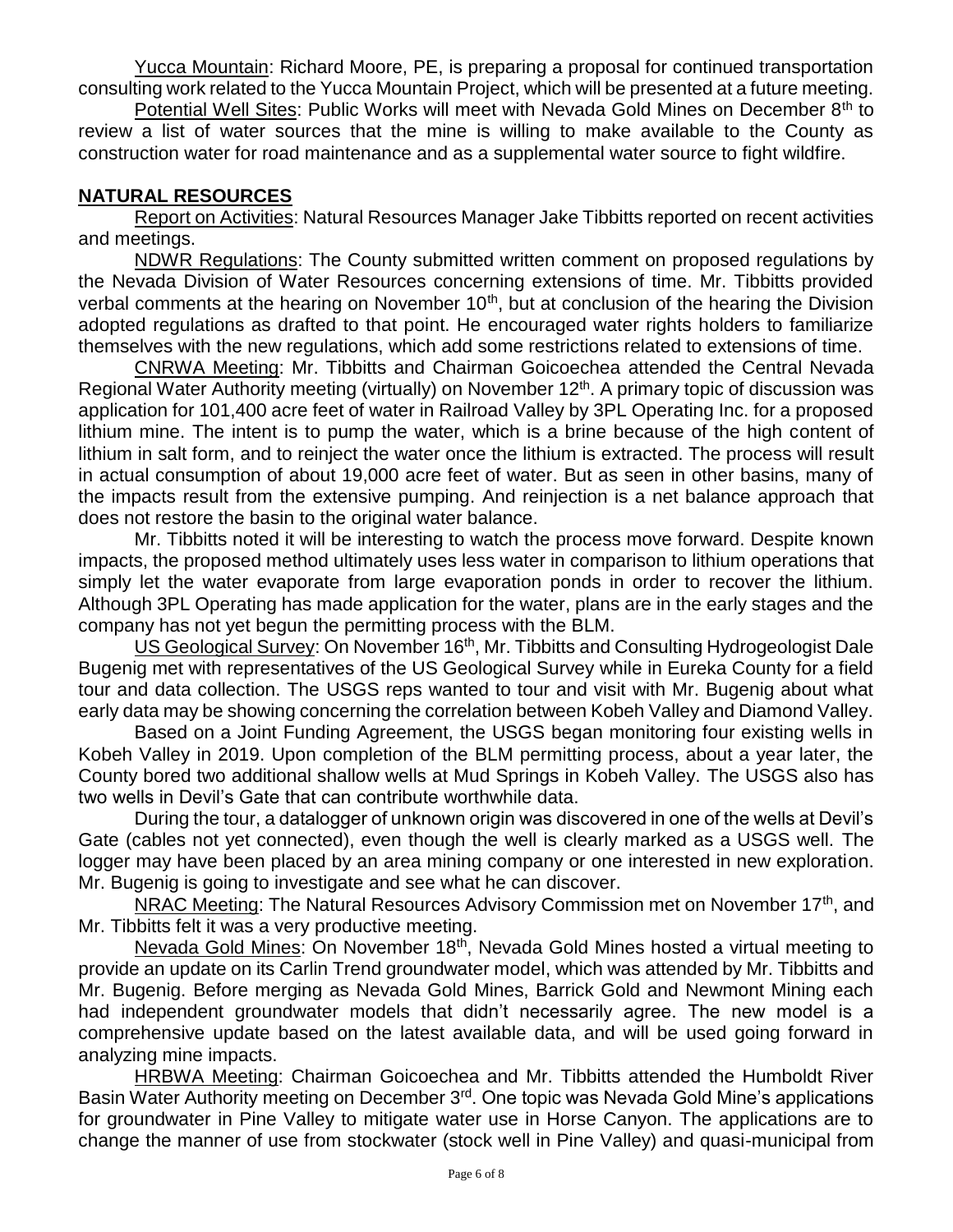Yucca Mountain: Richard Moore, PE, is preparing a proposal for continued transportation consulting work related to the Yucca Mountain Project, which will be presented at a future meeting.

Potential Well Sites: Public Works will meet with Nevada Gold Mines on December 8th to review a list of water sources that the mine is willing to make available to the County as construction water for road maintenance and as a supplemental water source to fight wildfire.

## NATURAL RESOURCES

Report on Activities: Natural Resources Manager Jake Tibbitts reported on recent activities and meetings.

NDWR Regulations: The County submitted written comment on proposed regulations by the Nevada Division of Water Resources concerning extensions of time. Mr. Tibbitts provided verbal comments at the hearing on November 10th, but at conclusion of the hearing the Division adopted regulations as drafted to that point. He encouraged water rights holders to familiarize themselves with the new regulations, which add some restrictions related to extensions of time.

CNRWA Meeting: Mr. Tibbitts and Chairman Goicoechea attended the Central Nevada Regional Water Authority meeting (virtually) on November 12th. A primary topic of discussion was application for 101,400 acre feet of water in Railroad Valley by 3PL Operating Inc. for a proposed lithium mine. The intent is to pump the water, which is a brine because of the high content of lithium in salt form, and to reinject the water once the lithium is extracted. The process will result in actual consumption of about 19,000 acre feet of water. But as seen in other basins, many of the impacts result from the extensive pumping. And reinjection is a net balance approach that does not restore the basin to the original water balance.

Mr. Tibbitts noted it will be interesting to watch the process move forward. Despite known impacts, the proposed method ultimately uses less water in comparison to lithium operations that simply let the water evaporate from large evaporation ponds in order to recover the lithium. Although 3PL Operating has made application for the water, plans are in the early stages and the company has not yet begun the permitting process with the BLM.

US Geological Survey: On November 16th, Mr. Tibbitts and Consulting Hydrogeologist Dale Bugenig met with representatives of the US Geological Survey while in Eureka County for a field tour and data collection. The USGS reps wanted to tour and visit with Mr. Bugenig about what early data may be showing concerning the correlation between Kobeh Valley and Diamond Valley.

Based on a Joint Funding Agreement, the USGS began monitoring four existing wells in Kobeh Valley in 2019. Upon completion of the BLM permitting process, about a year later, the County bored two additional shallow wells at Mud Springs in Kobeh Valley. The USGS also has two wells in Devil's Gate that can contribute worthwhile data.

During the tour, a datalogger of unknown origin was discovered in one of the wells at Devil's Gate (cables not yet connected), even though the well is clearly marked as a USGS well. The logger may have been placed by an area mining company or one interested in new exploration. Mr. Bugenig is going to investigate and see what he can discover.

NRAC Meeting: The Natural Resources Advisory Commission met on November 17th, and Mr. Tibbitts felt it was a very productive meeting.

Nevada Gold Mines: On November 18th, Nevada Gold Mines hosted a virtual meeting to provide an update on its Carlin Trend groundwater model, which was attended by Mr. Tibbitts and Mr. Bugenig. Before merging as Nevada Gold Mines, Barrick Gold and Newmont Mining each had independent groundwater models that didn't necessarily agree. The new model is a comprehensive update based on the latest available data, and will be used going forward in analyzing mine impacts.

HRBWA Meeting: Chairman Goicoechea and Mr. Tibbitts attended the Humboldt River Basin Water Authority meeting on December 3rd. One topic was Nevada Gold Mine's applications for groundwater in Pine Valley to mitigate water use in Horse Canyon. The applications are to change the manner of use from stockwater (stock well in Pine Valley) and quasi-municipal from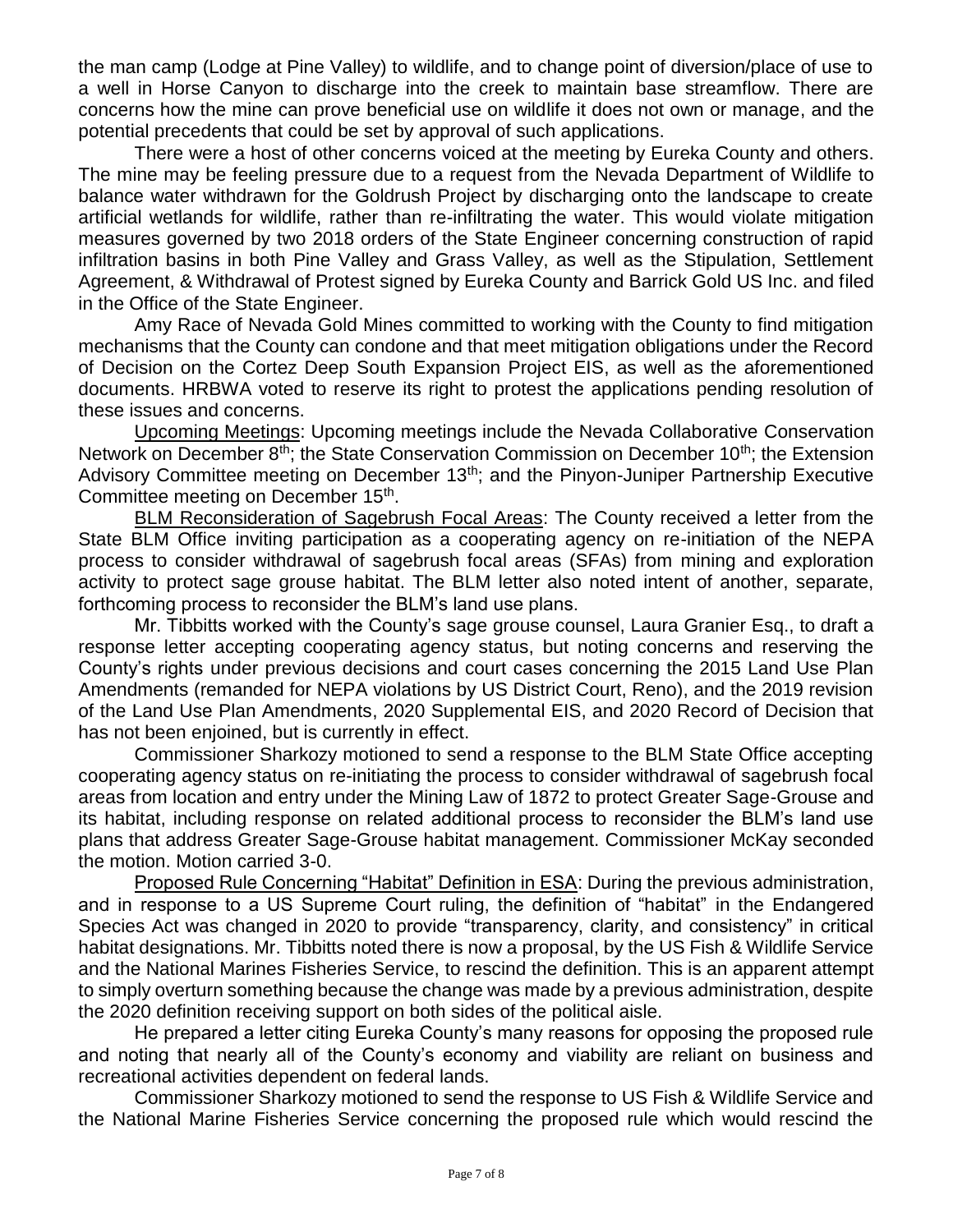the man camp (Lodge at Pine Valley) to wildlife, and to change point of diversion/place of use to a well in Horse Canyon to discharge into the creek to maintain base streamflow. There are concerns how the mine can prove beneficial use on wildlife it does not own or manage, and the potential precedents that could be set by approval of such applications.

There were a host of other concerns voiced at the meeting by Eureka County and others. The mine may be feeling pressure due to a request from the Nevada Department of Wildlife to balance water withdrawn for the Goldrush Project by discharging onto the landscape to create artificial wetlands for wildlife, rather than re-infiltrating the water. This would violate mitigation measures governed by two 2018 orders of the State Engineer concerning construction of rapid infiltration basins in both Pine Valley and Grass Valley, as well as the Stipulation, Settlement Agreement, & Withdrawal of Protest signed by Eureka County and Barrick Gold US Inc. and filed in the Office of the State Engineer.

Amy Race of Nevada Gold Mines committed to working with the County to find mitigation mechanisms that the County can condone and that meet mitigation obligations under the Record of Decision on the Cortez Deep South Expansion Project EIS, as well as the aforementioned documents. HRBWA voted to reserve its right to protest the applications pending resolution of these issues and concerns.

Upcoming Meetings: Upcoming meetings include the Nevada Collaborative Conservation Network on December 8th; the State Conservation Commission on December 10th; the Extension Advisory Committee meeting on December 13th; and the Pinyon-Juniper Partnership Executive Committee meeting on December 15th.

BLM Reconsideration of Sagebrush Focal Areas: The County received a letter from the State BLM Office inviting participation as a cooperating agency on re-initiation of the NEPA process to consider withdrawal of sagebrush focal areas (SFAs) from mining and exploration activity to protect sage grouse habitat. The BLM letter also noted intent of another, separate, forthcoming process to reconsider the BLM's land use plans.

Mr. Tibbitts worked with the County's sage grouse counsel, Laura Granier Esq., to draft a response letter accepting cooperating agency status, but noting concerns and reserving the County's rights under previous decisions and court cases concerning the 2015 Land Use Plan Amendments (remanded for NEPA violations by US District Court, Reno), and the 2019 revision of the Land Use Plan Amendments, 2020 Supplemental EIS, and 2020 Record of Decision that has not been enjoined, but is currently in effect.

Commissioner Sharkozy motioned to send a response to the BLM State Office accepting cooperating agency status on re-initiating the process to consider withdrawal of sagebrush focal areas from location and entry under the Mining Law of 1872 to protect Greater Sage-Grouse and its habitat, including response on related additional process to reconsider the BLM's land use plans that address Greater Sage-Grouse habitat management. Commissioner McKay seconded the motion. Motion carried 3-0.

Proposed Rule Concerning "Habitat" Definition in ESA: During the previous administration, and in response to a US Supreme Court ruling, the definition of "habitat" in the Endangered Species Act was changed in 2020 to provide "transparency, clarity, and consistency" in critical habitat designations. Mr. Tibbitts noted there is now a proposal, by the US Fish & Wildlife Service and the National Marines Fisheries Service, to rescind the definition. This is an apparent attempt to simply overturn something because the change was made by a previous administration, despite the 2020 definition receiving support on both sides of the political aisle.

He prepared a letter citing Eureka County's many reasons for opposing the proposed rule and noting that nearly all of the County's economy and viability are reliant on business and recreational activities dependent on federal lands.

Commissioner Sharkozy motioned to send the response to US Fish & Wildlife Service and the National Marine Fisheries Service concerning the proposed rule which would rescind the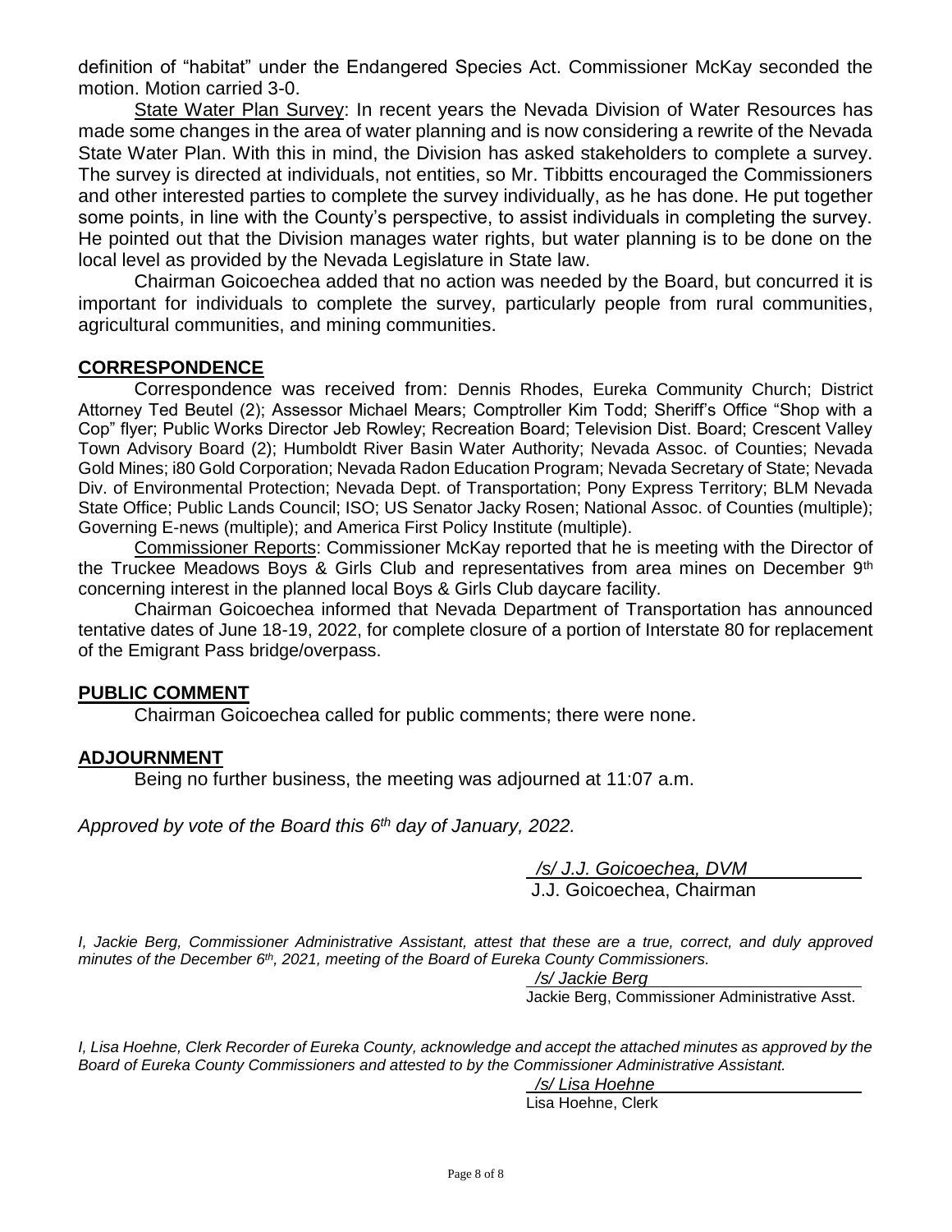definition of "habitat" under the Endangered Species Act. Commissioner McKay seconded the motion. Motion carried 3-0.

State Water Plan Survey: In recent years the Nevada Division of Water Resources has made some changes in the area of water planning and is now considering a rewrite of the Nevada State Water Plan. With this in mind, the Division has asked stakeholders to complete a survey. The survey is directed at individuals, not entities, so Mr. Tibbitts encouraged the Commissioners and other interested parties to complete the survey individually, as he has done. He put together some points, in line with the County's perspective, to assist individuals in completing the survey. He pointed out that the Division manages water rights, but water planning is to be done on the local level as provided by the Nevada Legislature in State law.

Chairman Goicoechea added that no action was needed by the Board, but concurred it is important for individuals to complete the survey, particularly people from rural communities, agricultural communities, and mining communities.

## CORRESPONDENCE

Correspondence was received from: Dennis Rhodes, Eureka Community Church; District Attorney Ted Beutel (2); Assessor Michael Mears; Comptroller Kim Todd; Sheriff's Office "Shop with a Cop" flyer; Public Works Director Jeb Rowley; Recreation Board; Television Dist. Board; Crescent Valley Town Advisory Board (2); Humboldt River Basin Water Authority; Nevada Assoc. of Counties; Nevada Gold Mines; i80 Gold Corporation; Nevada Radon Education Program; Nevada Secretary of State; Nevada Div. of Environmental Protection; Nevada Dept. of Transportation; Pony Express Territory; BLM Nevada State Office; Public Lands Council; ISO; US Senator Jacky Rosen; National Assoc. of Counties (multiple); Governing E-news (multiple); and America First Policy Institute (multiple).

Commissioner Reports: Commissioner McKay reported that he is meeting with the Director of the Truckee Meadows Boys & Girls Club and representatives from area mines on December 9th concerning interest in the planned local Boys & Girls Club daycare facility.

Chairman Goicoechea informed that Nevada Department of Transportation has announced tentative dates of June 18-19, 2022, for complete closure of a portion of Interstate 80 for replacement of the Emigrant Pass bridge/overpass.

## PUBLIC COMMENT

Chairman Goicoechea called for public comments; there were none.

## ADJOURNMENT

Being no further business, the meeting was adjourned at 11:07 a.m.

*Approved by vote of the Board this 6th day of January, 2022.*

*/s/ J.J. Goicoechea, DVM*
J.J. Goicoechea, Chairman

*I, Jackie Berg, Commissioner Administrative Assistant, attest that these are a true, correct, and duly approved minutes of the December 6th, 2021, meeting of the Board of Eureka County Commissioners.*

*/s/ Jackie Berg*
Jackie Berg, Commissioner Administrative Asst.

*I, Lisa Hoehne, Clerk Recorder of Eureka County, acknowledge and accept the attached minutes as approved by the Board of Eureka County Commissioners and attested to by the Commissioner Administrative Assistant.*

*/s/ Lisa Hoehne*
Lisa Hoehne, Clerk